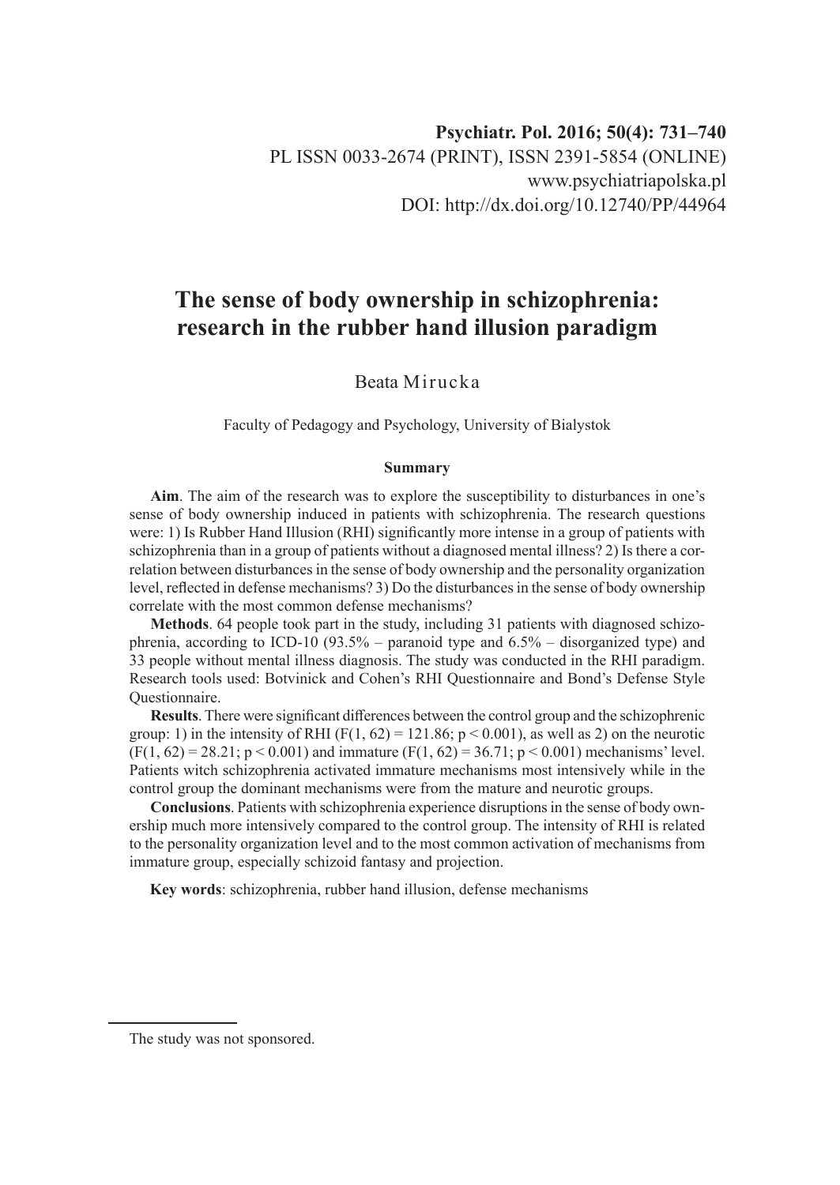Psychiatr. Pol. 2016; 50(4): 731–740
PL ISSN 0033-2674 (PRINT), ISSN 2391-5854 (ONLINE)
www.psychiatriapolska.pl
DOI: http://dx.doi.org/10.12740/PP/44964

# The sense of body ownership in schizophrenia: research in the rubber hand illusion paradigm

Beata Mirucka

Faculty of Pedagogy and Psychology, University of Bialystok

### Summary

**Aim**. The aim of the research was to explore the susceptibility to disturbances in one's sense of body ownership induced in patients with schizophrenia. The research questions were: 1) Is Rubber Hand Illusion (RHI) significantly more intense in a group of patients with schizophrenia than in a group of patients without a diagnosed mental illness? 2) Is there a correlation between disturbances in the sense of body ownership and the personality organization level, reflected in defense mechanisms? 3) Do the disturbances in the sense of body ownership correlate with the most common defense mechanisms?

**Methods**. 64 people took part in the study, including 31 patients with diagnosed schizophrenia, according to ICD-10 (93.5% – paranoid type and 6.5% – disorganized type) and 33 people without mental illness diagnosis. The study was conducted in the RHI paradigm. Research tools used: Botvinick and Cohen's RHI Questionnaire and Bond's Defense Style Questionnaire.

**Results**. There were significant differences between the control group and the schizophrenic group: 1) in the intensity of RHI ($F(1, 62) = 121.86$; $p < 0.001$), as well as 2) on the neurotic ($F(1, 62) = 28.21$; $p < 0.001$) and immature ($F(1, 62) = 36.71$; $p < 0.001$) mechanisms' level. Patients witch schizophrenia activated immature mechanisms most intensively while in the control group the dominant mechanisms were from the mature and neurotic groups.

**Conclusions**. Patients with schizophrenia experience disruptions in the sense of body ownership much more intensively compared to the control group. The intensity of RHI is related to the personality organization level and to the most common activation of mechanisms from immature group, especially schizoid fantasy and projection.

**Key words**: schizophrenia, rubber hand illusion, defense mechanisms

---

The study was not sponsored.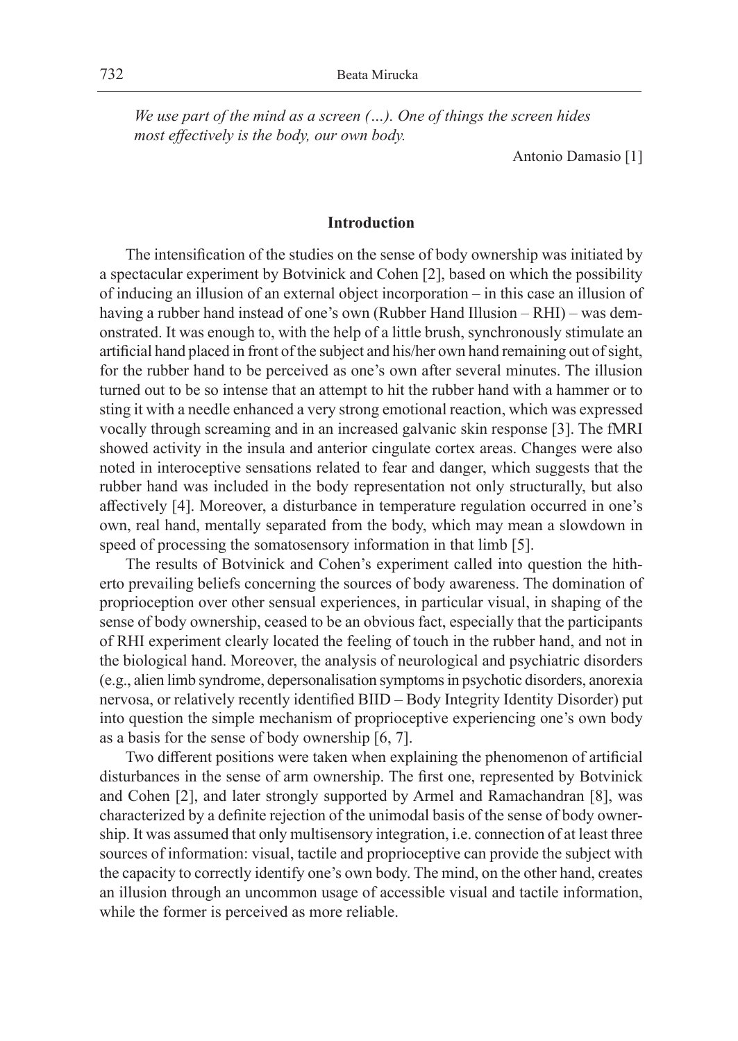*We use part of the mind as a screen (…). One of things the screen hides most effectively is the body, our own body.*

Antonio Damasio [1]

## Introduction

The intensification of the studies on the sense of body ownership was initiated by a spectacular experiment by Botvinick and Cohen [2], based on which the possibility of inducing an illusion of an external object incorporation – in this case an illusion of having a rubber hand instead of one's own (Rubber Hand Illusion – RHI) – was demonstrated. It was enough to, with the help of a little brush, synchronously stimulate an artificial hand placed in front of the subject and his/her own hand remaining out of sight, for the rubber hand to be perceived as one's own after several minutes. The illusion turned out to be so intense that an attempt to hit the rubber hand with a hammer or to sting it with a needle enhanced a very strong emotional reaction, which was expressed vocally through screaming and in an increased galvanic skin response [3]. The fMRI showed activity in the insula and anterior cingulate cortex areas. Changes were also noted in interoceptive sensations related to fear and danger, which suggests that the rubber hand was included in the body representation not only structurally, but also affectively [4]. Moreover, a disturbance in temperature regulation occurred in one's own, real hand, mentally separated from the body, which may mean a slowdown in speed of processing the somatosensory information in that limb [5].

The results of Botvinick and Cohen's experiment called into question the hitherto prevailing beliefs concerning the sources of body awareness. The domination of proprioception over other sensual experiences, in particular visual, in shaping of the sense of body ownership, ceased to be an obvious fact, especially that the participants of RHI experiment clearly located the feeling of touch in the rubber hand, and not in the biological hand. Moreover, the analysis of neurological and psychiatric disorders (e.g., alien limb syndrome, depersonalisation symptoms in psychotic disorders, anorexia nervosa, or relatively recently identified BIID – Body Integrity Identity Disorder) put into question the simple mechanism of proprioceptive experiencing one's own body as a basis for the sense of body ownership [6, 7].

Two different positions were taken when explaining the phenomenon of artificial disturbances in the sense of arm ownership. The first one, represented by Botvinick and Cohen [2], and later strongly supported by Armel and Ramachandran [8], was characterized by a definite rejection of the unimodal basis of the sense of body ownership. It was assumed that only multisensory integration, i.e. connection of at least three sources of information: visual, tactile and proprioceptive can provide the subject with the capacity to correctly identify one's own body. The mind, on the other hand, creates an illusion through an uncommon usage of accessible visual and tactile information, while the former is perceived as more reliable.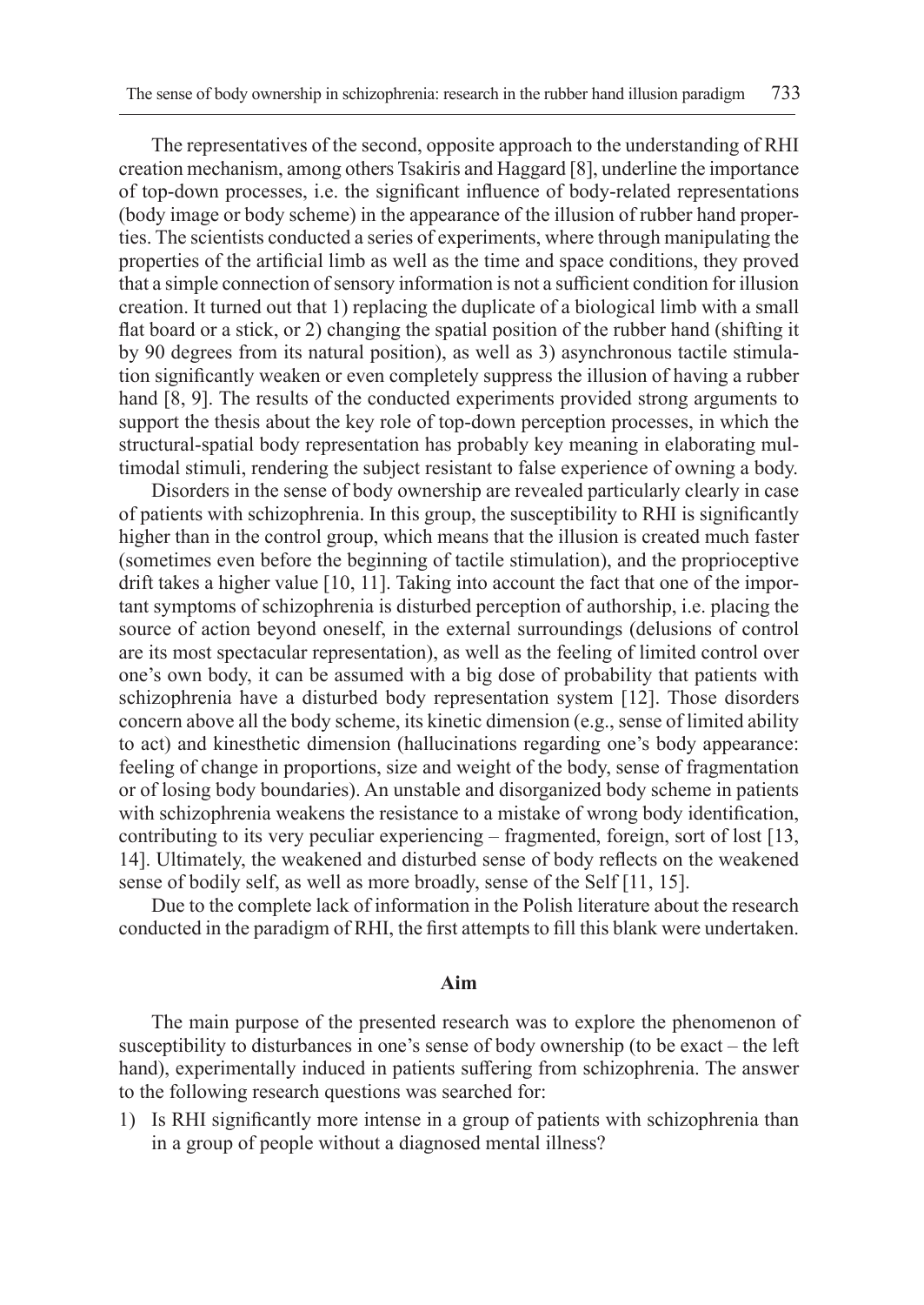The representatives of the second, opposite approach to the understanding of RHI creation mechanism, among others Tsakiris and Haggard [8], underline the importance of top-down processes, i.e. the significant influence of body-related representations (body image or body scheme) in the appearance of the illusion of rubber hand properties. The scientists conducted a series of experiments, where through manipulating the properties of the artificial limb as well as the time and space conditions, they proved that a simple connection of sensory information is not a sufficient condition for illusion creation. It turned out that 1) replacing the duplicate of a biological limb with a small flat board or a stick, or 2) changing the spatial position of the rubber hand (shifting it by 90 degrees from its natural position), as well as 3) asynchronous tactile stimulation significantly weaken or even completely suppress the illusion of having a rubber hand [8, 9]. The results of the conducted experiments provided strong arguments to support the thesis about the key role of top-down perception processes, in which the structural-spatial body representation has probably key meaning in elaborating multimodal stimuli, rendering the subject resistant to false experience of owning a body.

Disorders in the sense of body ownership are revealed particularly clearly in case of patients with schizophrenia. In this group, the susceptibility to RHI is significantly higher than in the control group, which means that the illusion is created much faster (sometimes even before the beginning of tactile stimulation), and the proprioceptive drift takes a higher value [10, 11]. Taking into account the fact that one of the important symptoms of schizophrenia is disturbed perception of authorship, i.e. placing the source of action beyond oneself, in the external surroundings (delusions of control are its most spectacular representation), as well as the feeling of limited control over one's own body, it can be assumed with a big dose of probability that patients with schizophrenia have a disturbed body representation system [12]. Those disorders concern above all the body scheme, its kinetic dimension (e.g., sense of limited ability to act) and kinesthetic dimension (hallucinations regarding one's body appearance: feeling of change in proportions, size and weight of the body, sense of fragmentation or of losing body boundaries). An unstable and disorganized body scheme in patients with schizophrenia weakens the resistance to a mistake of wrong body identification, contributing to its very peculiar experiencing – fragmented, foreign, sort of lost [13, 14]. Ultimately, the weakened and disturbed sense of body reflects on the weakened sense of bodily self, as well as more broadly, sense of the Self [11, 15].

Due to the complete lack of information in the Polish literature about the research conducted in the paradigm of RHI, the first attempts to fill this blank were undertaken.

## Aim

The main purpose of the presented research was to explore the phenomenon of susceptibility to disturbances in one's sense of body ownership (to be exact – the left hand), experimentally induced in patients suffering from schizophrenia. The answer to the following research questions was searched for:

1) Is RHI significantly more intense in a group of patients with schizophrenia than in a group of people without a diagnosed mental illness?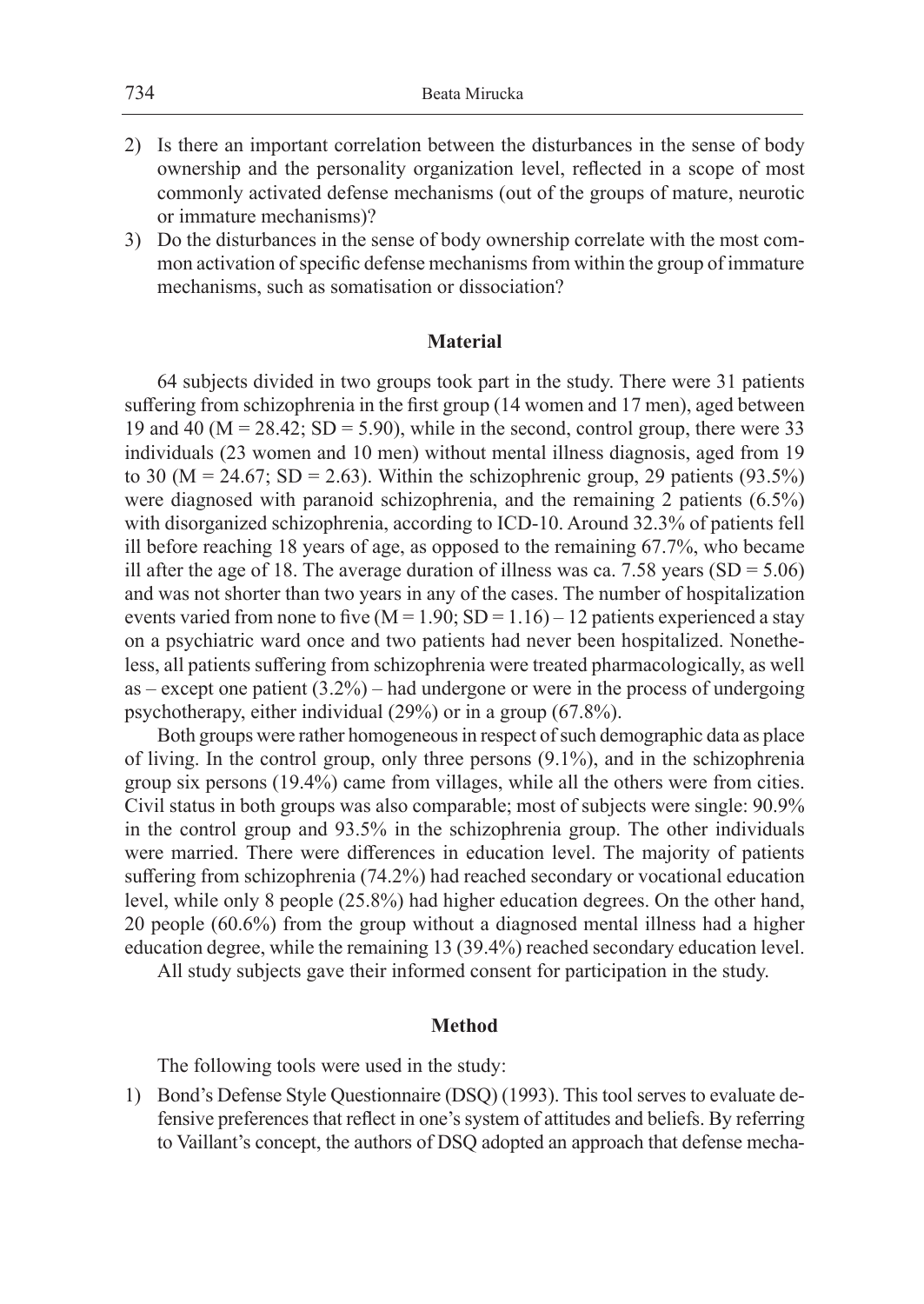2) Is there an important correlation between the disturbances in the sense of body ownership and the personality organization level, reflected in a scope of most commonly activated defense mechanisms (out of the groups of mature, neurotic or immature mechanisms)?
3) Do the disturbances in the sense of body ownership correlate with the most common activation of specific defense mechanisms from within the group of immature mechanisms, such as somatisation or dissociation?

## Material

64 subjects divided in two groups took part in the study. There were 31 patients suffering from schizophrenia in the first group (14 women and 17 men), aged between 19 and 40 ($M = 28.42$; $SD = 5.90$), while in the second, control group, there were 33 individuals (23 women and 10 men) without mental illness diagnosis, aged from 19 to 30 ($M = 24.67$; $SD = 2.63$). Within the schizophrenic group, 29 patients (93.5%) were diagnosed with paranoid schizophrenia, and the remaining 2 patients (6.5%) with disorganized schizophrenia, according to ICD-10. Around 32.3% of patients fell ill before reaching 18 years of age, as opposed to the remaining 67.7%, who became ill after the age of 18. The average duration of illness was ca. 7.58 years ($SD = 5.06$) and was not shorter than two years in any of the cases. The number of hospitalization events varied from none to five ($M = 1.90$; $SD = 1.16$) – 12 patients experienced a stay on a psychiatric ward once and two patients had never been hospitalized. Nonetheless, all patients suffering from schizophrenia were treated pharmacologically, as well as – except one patient (3.2%) – had undergone or were in the process of undergoing psychotherapy, either individual (29%) or in a group (67.8%).

Both groups were rather homogeneous in respect of such demographic data as place of living. In the control group, only three persons (9.1%), and in the schizophrenia group six persons (19.4%) came from villages, while all the others were from cities. Civil status in both groups was also comparable; most of subjects were single: 90.9% in the control group and 93.5% in the schizophrenia group. The other individuals were married. There were differences in education level. The majority of patients suffering from schizophrenia (74.2%) had reached secondary or vocational education level, while only 8 people (25.8%) had higher education degrees. On the other hand, 20 people (60.6%) from the group without a diagnosed mental illness had a higher education degree, while the remaining 13 (39.4%) reached secondary education level.

All study subjects gave their informed consent for participation in the study.

## Method

The following tools were used in the study:

1) Bond's Defense Style Questionnaire (DSQ) (1993). This tool serves to evaluate defensive preferences that reflect in one's system of attitudes and beliefs. By referring to Vaillant's concept, the authors of DSQ adopted an approach that defense mecha-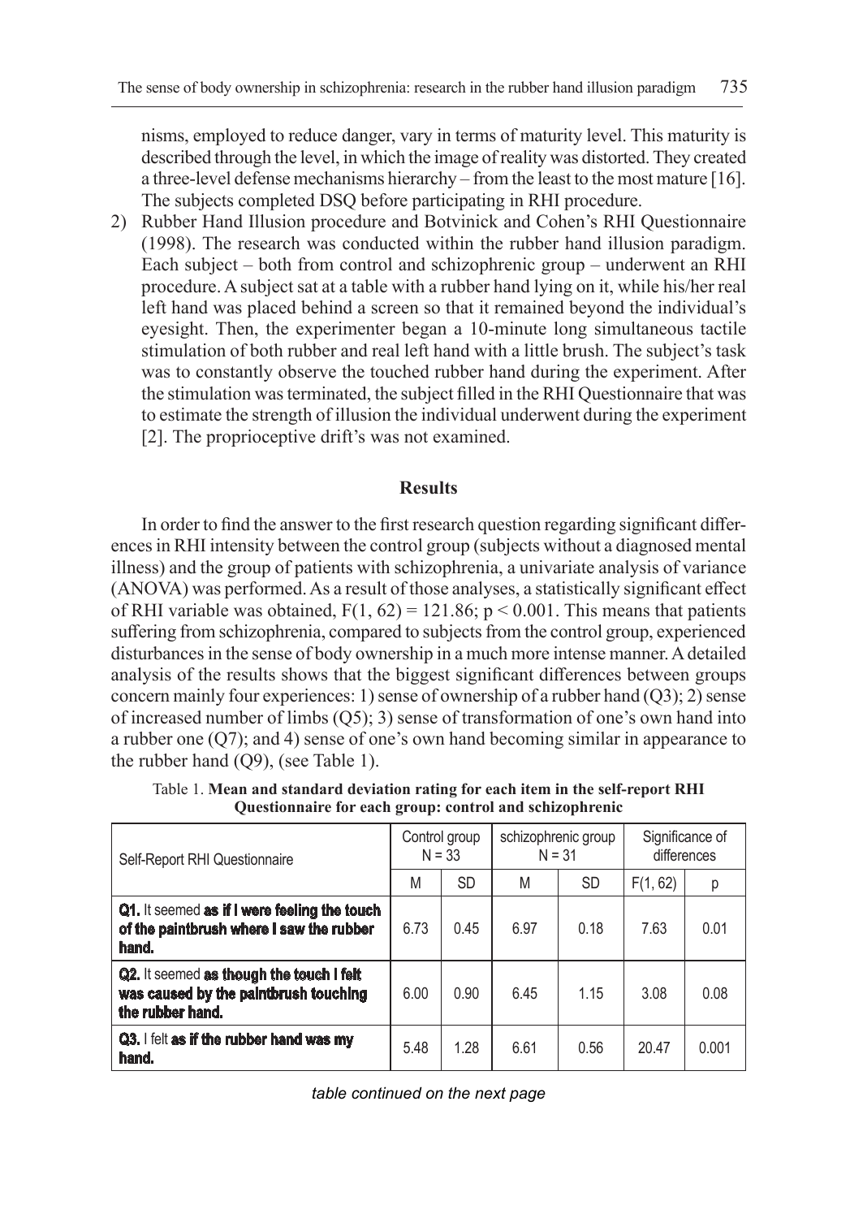nisms, employed to reduce danger, vary in terms of maturity level. This maturity is described through the level, in which the image of reality was distorted. They created a three-level defense mechanisms hierarchy – from the least to the most mature [16]. The subjects completed DSQ before participating in RHI procedure.

2) Rubber Hand Illusion procedure and Botvinick and Cohen's RHI Questionnaire (1998). The research was conducted within the rubber hand illusion paradigm. Each subject – both from control and schizophrenic group – underwent an RHI procedure. A subject sat at a table with a rubber hand lying on it, while his/her real left hand was placed behind a screen so that it remained beyond the individual's eyesight. Then, the experimenter began a 10-minute long simultaneous tactile stimulation of both rubber and real left hand with a little brush. The subject's task was to constantly observe the touched rubber hand during the experiment. After the stimulation was terminated, the subject filled in the RHI Questionnaire that was to estimate the strength of illusion the individual underwent during the experiment [2]. The proprioceptive drift's was not examined.

## Results

In order to find the answer to the first research question regarding significant differences in RHI intensity between the control group (subjects without a diagnosed mental illness) and the group of patients with schizophrenia, a univariate analysis of variance (ANOVA) was performed. As a result of those analyses, a statistically significant effect of RHI variable was obtained, $F(1, 62) = 121.86$; $p < 0.001$. This means that patients suffering from schizophrenia, compared to subjects from the control group, experienced disturbances in the sense of body ownership in a much more intense manner. A detailed analysis of the results shows that the biggest significant differences between groups concern mainly four experiences: 1) sense of ownership of a rubber hand (Q3); 2) sense of increased number of limbs (Q5); 3) sense of transformation of one's own hand into a rubber one (Q7); and 4) sense of one's own hand becoming similar in appearance to the rubber hand (Q9), (see Table 1).

Table 1. **Mean and standard deviation rating for each item in the self-report RHI Questionnaire for each group: control and schizophrenic**

| Self-Report RHI Questionnaire | Control group N = 33 | | schizophrenic group N = 31 | | Significance of differences | |
|---|---|---|---|---|---|---|
| | M | SD | M | SD | F(1, 62) | p |
| **Q1.** It seemed **as if I were feeling the touch of the paintbrush where I saw the rubber hand.** | 6.73 | 0.45 | 6.97 | 0.18 | 7.63 | 0.01 |
| **Q2.** It seemed **as though the touch I felt was caused by the paintbrush touching the rubber hand.** | 6.00 | 0.90 | 6.45 | 1.15 | 3.08 | 0.08 |
| **Q3.** I felt **as if the rubber hand was my hand.** | 5.48 | 1.28 | 6.61 | 0.56 | 20.47 | 0.001 |

*table continued on the next page*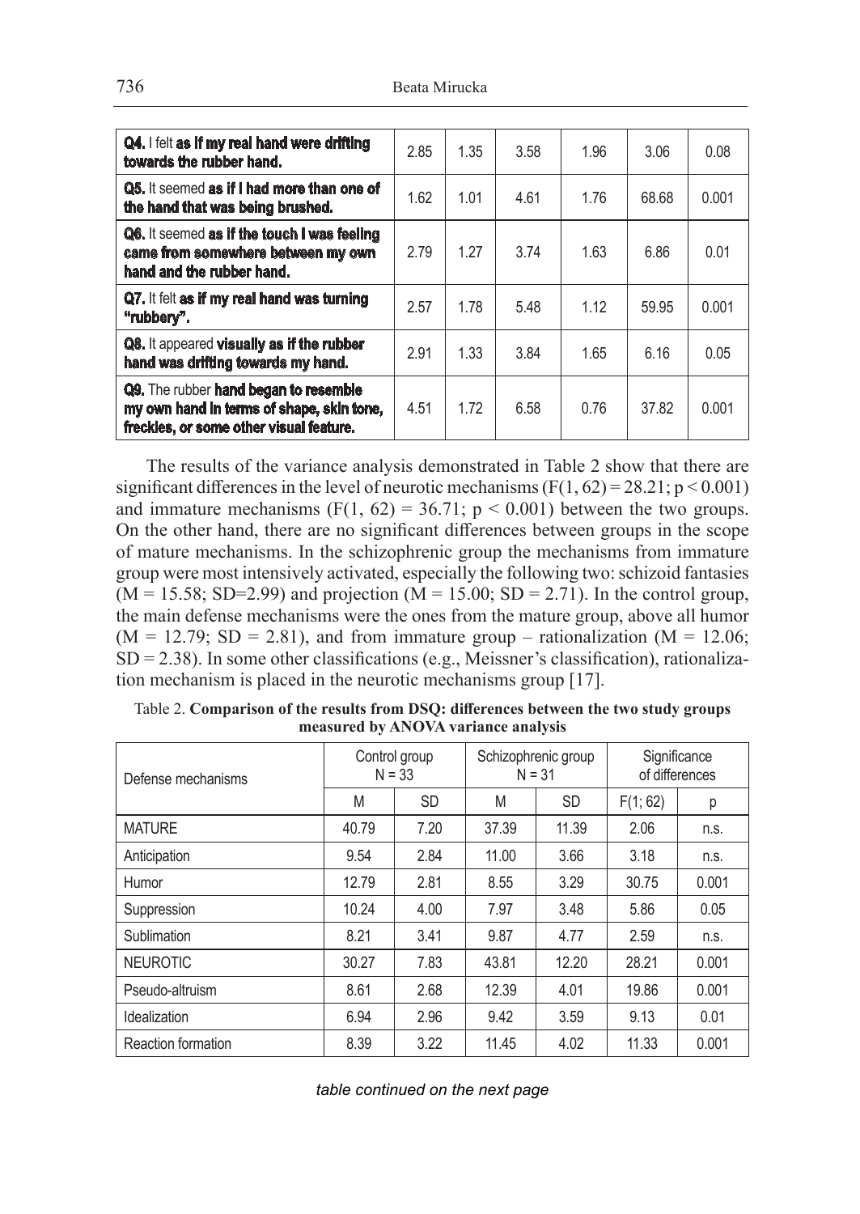| | | | | | | |
|---|---|---|---|---|---|---|
| **Q4.** I felt **as if my real hand were drifting towards the rubber hand.** | 2.85 | 1.35 | 3.58 | 1.96 | 3.06 | 0.08 |
| **Q5.** It seemed **as if I had more than one of the hand that was being brushed.** | 1.62 | 1.01 | 4.61 | 1.76 | 68.68 | 0.001 |
| **Q6.** It seemed **as if the touch I was feeling came from somewhere between my own hand and the rubber hand.** | 2.79 | 1.27 | 3.74 | 1.63 | 6.86 | 0.01 |
| **Q7.** It felt **as if my real hand was turning "rubbery".** | 2.57 | 1.78 | 5.48 | 1.12 | 59.95 | 0.001 |
| **Q8.** It appeared **visually as if the rubber hand was drifting towards my hand.** | 2.91 | 1.33 | 3.84 | 1.65 | 6.16 | 0.05 |
| **Q9.** The rubber **hand began to resemble my own hand in terms of shape, skin tone, freckles, or some other visual feature.** | 4.51 | 1.72 | 6.58 | 0.76 | 37.82 | 0.001 |

The results of the variance analysis demonstrated in Table 2 show that there are significant differences in the level of neurotic mechanisms ($F(1, 62) = 28.21$; $p < 0.001$) and immature mechanisms ($F(1, 62) = 36.71$; $p < 0.001$) between the two groups. On the other hand, there are no significant differences between groups in the scope of mature mechanisms. In the schizophrenic group the mechanisms from immature group were most intensively activated, especially the following two: schizoid fantasies ($M = 15.58$; $SD=2.99$) and projection ($M = 15.00$; $SD = 2.71$). In the control group, the main defense mechanisms were the ones from the mature group, above all humor ($M = 12.79$; $SD = 2.81$), and from immature group – rationalization ($M = 12.06$; $SD = 2.38$). In some other classifications (e.g., Meissner's classification), rationalization mechanism is placed in the neurotic mechanisms group [17].

Table 2. **Comparison of the results from DSQ: differences between the two study groups measured by ANOVA variance analysis**

| Defense mechanisms | Control group N = 33 | | Schizophrenic group N = 31 | | Significance of differences | |
|---|---|---|---|---|---|---|
| | M | SD | M | SD | F(1; 62) | p |
| MATURE | 40.79 | 7.20 | 37.39 | 11.39 | 2.06 | n.s. |
| Anticipation | 9.54 | 2.84 | 11.00 | 3.66 | 3.18 | n.s. |
| Humor | 12.79 | 2.81 | 8.55 | 3.29 | 30.75 | 0.001 |
| Suppression | 10.24 | 4.00 | 7.97 | 3.48 | 5.86 | 0.05 |
| Sublimation | 8.21 | 3.41 | 9.87 | 4.77 | 2.59 | n.s. |
| NEUROTIC | 30.27 | 7.83 | 43.81 | 12.20 | 28.21 | 0.001 |
| Pseudo-altruism | 8.61 | 2.68 | 12.39 | 4.01 | 19.86 | 0.001 |
| Idealization | 6.94 | 2.96 | 9.42 | 3.59 | 9.13 | 0.01 |
| Reaction formation | 8.39 | 3.22 | 11.45 | 4.02 | 11.33 | 0.001 |

*table continued on the next page*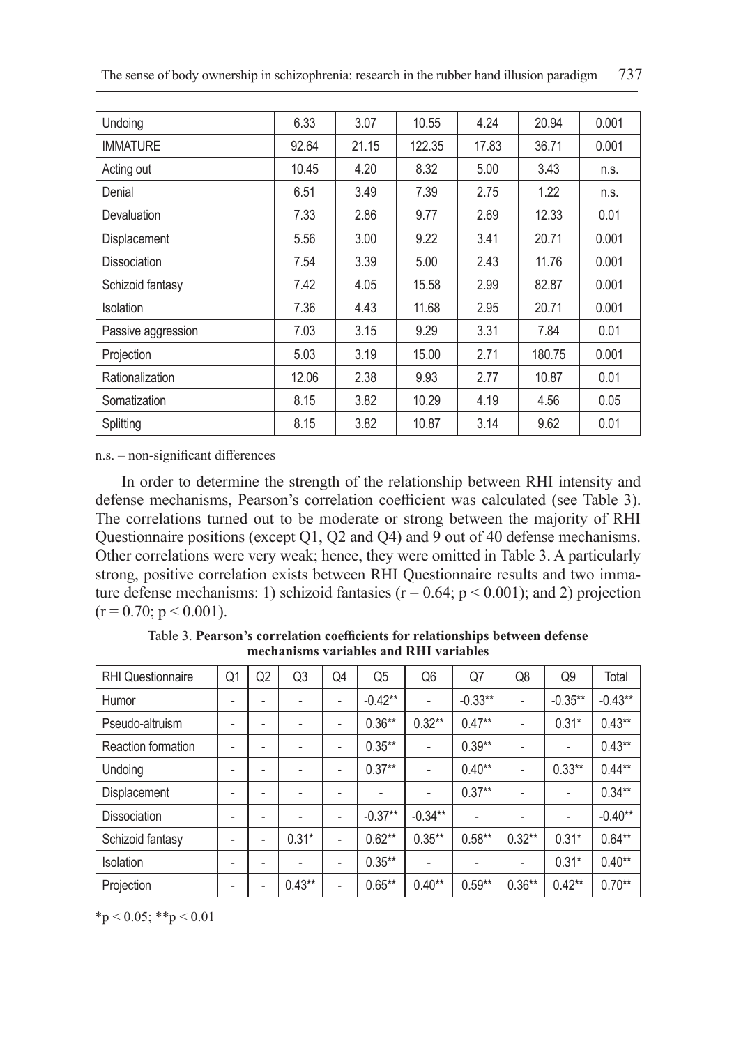| | | | | | | |
|---|---|---|---|---|---|---|
| Undoing | 6.33 | 3.07 | 10.55 | 4.24 | 20.94 | 0.001 |
| IMMATURE | 92.64 | 21.15 | 122.35 | 17.83 | 36.71 | 0.001 |
| Acting out | 10.45 | 4.20 | 8.32 | 5.00 | 3.43 | n.s. |
| Denial | 6.51 | 3.49 | 7.39 | 2.75 | 1.22 | n.s. |
| Devaluation | 7.33 | 2.86 | 9.77 | 2.69 | 12.33 | 0.01 |
| Displacement | 5.56 | 3.00 | 9.22 | 3.41 | 20.71 | 0.001 |
| Dissociation | 7.54 | 3.39 | 5.00 | 2.43 | 11.76 | 0.001 |
| Schizoid fantasy | 7.42 | 4.05 | 15.58 | 2.99 | 82.87 | 0.001 |
| Isolation | 7.36 | 4.43 | 11.68 | 2.95 | 20.71 | 0.001 |
| Passive aggression | 7.03 | 3.15 | 9.29 | 3.31 | 7.84 | 0.01 |
| Projection | 5.03 | 3.19 | 15.00 | 2.71 | 180.75 | 0.001 |
| Rationalization | 12.06 | 2.38 | 9.93 | 2.77 | 10.87 | 0.01 |
| Somatization | 8.15 | 3.82 | 10.29 | 4.19 | 4.56 | 0.05 |
| Splitting | 8.15 | 3.82 | 10.87 | 3.14 | 9.62 | 0.01 |

n.s. – non-significant differences

In order to determine the strength of the relationship between RHI intensity and defense mechanisms, Pearson's correlation coefficient was calculated (see Table 3). The correlations turned out to be moderate or strong between the majority of RHI Questionnaire positions (except Q1, Q2 and Q4) and 9 out of 40 defense mechanisms. Other correlations were very weak; hence, they were omitted in Table 3. A particularly strong, positive correlation exists between RHI Questionnaire results and two immature defense mechanisms: 1) schizoid fantasies ($r = 0.64$; $p < 0.001$); and 2) projection ($r = 0.70$; $p < 0.001$).

Table 3. **Pearson's correlation coefficients for relationships between defense mechanisms variables and RHI variables**

| RHI Questionnaire | Q1 | Q2 | Q3 | Q4 | Q5 | Q6 | Q7 | Q8 | Q9 | Total |
|---|---|---|---|---|---|---|---|---|---|---|
| Humor | - | - | - | - | -0.42** | - | -0.33** | - | -0.35** | -0.43** |
| Pseudo-altruism | - | - | - | - | 0.36** | 0.32** | 0.47** | - | 0.31* | 0.43** |
| Reaction formation | - | - | - | - | 0.35** | - | 0.39** | - | - | 0.43** |
| Undoing | - | - | - | - | 0.37** | - | 0.40** | - | 0.33** | 0.44** |
| Displacement | - | - | - | - | - | - | 0.37** | - | - | 0.34** |
| Dissociation | - | - | - | - | -0.37** | -0.34** | - | - | - | -0.40** |
| Schizoid fantasy | - | - | 0.31* | - | 0.62** | 0.35** | 0.58** | 0.32** | 0.31* | 0.64** |
| Isolation | - | - | - | - | 0.35** | - | - | - | 0.31* | 0.40** |
| Projection | - | - | 0.43** | - | 0.65** | 0.40** | 0.59** | 0.36** | 0.42** | 0.70** |

*$p < 0.05$; **$p < 0.01$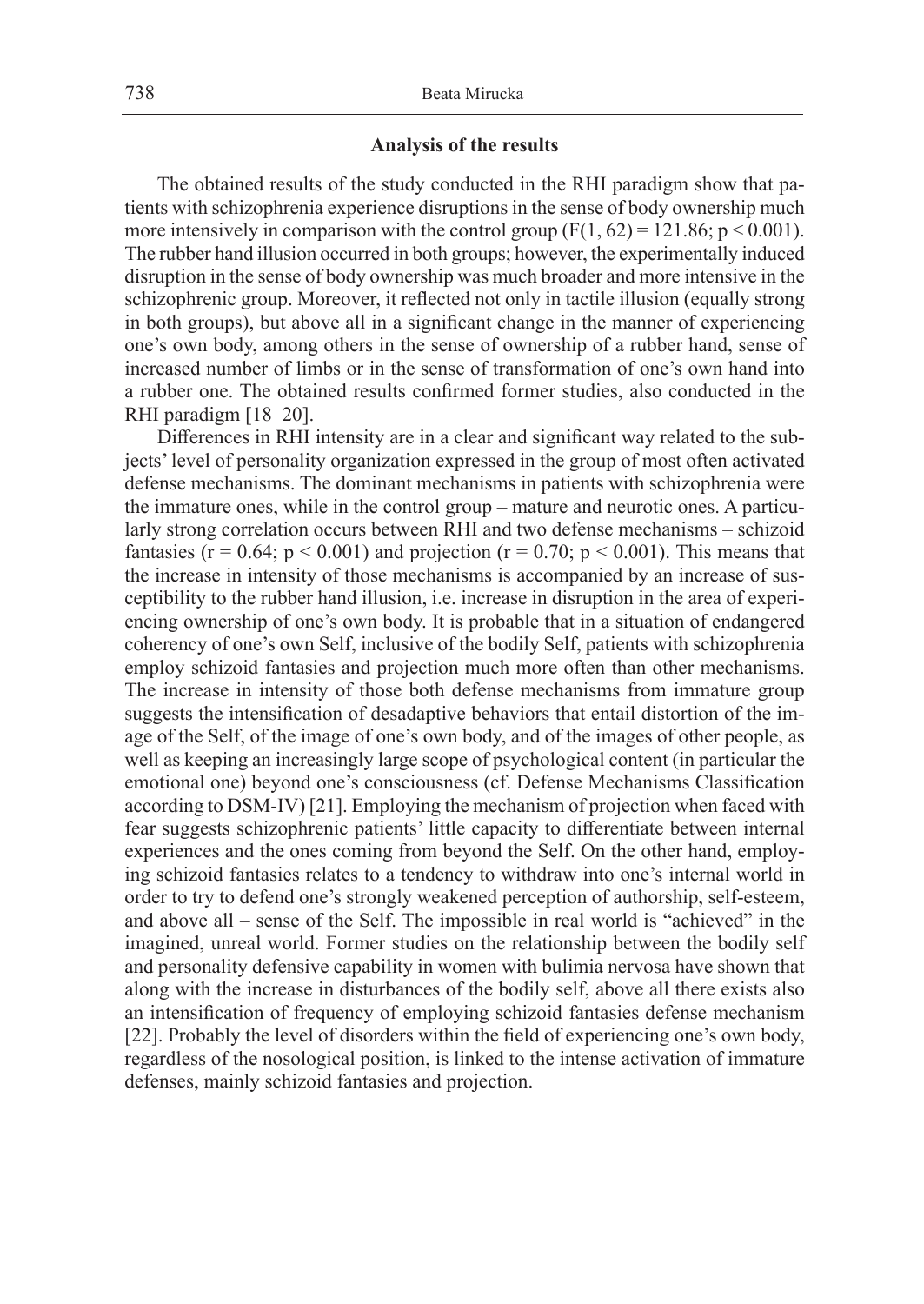## Analysis of the results

The obtained results of the study conducted in the RHI paradigm show that patients with schizophrenia experience disruptions in the sense of body ownership much more intensively in comparison with the control group ($F(1, 62) = 121.86$; $p < 0.001$). The rubber hand illusion occurred in both groups; however, the experimentally induced disruption in the sense of body ownership was much broader and more intensive in the schizophrenic group. Moreover, it reflected not only in tactile illusion (equally strong in both groups), but above all in a significant change in the manner of experiencing one's own body, among others in the sense of ownership of a rubber hand, sense of increased number of limbs or in the sense of transformation of one's own hand into a rubber one. The obtained results confirmed former studies, also conducted in the RHI paradigm [18–20].

Differences in RHI intensity are in a clear and significant way related to the subjects' level of personality organization expressed in the group of most often activated defense mechanisms. The dominant mechanisms in patients with schizophrenia were the immature ones, while in the control group – mature and neurotic ones. A particularly strong correlation occurs between RHI and two defense mechanisms – schizoid fantasies ($r = 0.64$; $p < 0.001$) and projection ($r = 0.70$; $p < 0.001$). This means that the increase in intensity of those mechanisms is accompanied by an increase of susceptibility to the rubber hand illusion, i.e. increase in disruption in the area of experiencing ownership of one's own body. It is probable that in a situation of endangered coherency of one's own Self, inclusive of the bodily Self, patients with schizophrenia employ schizoid fantasies and projection much more often than other mechanisms. The increase in intensity of those both defense mechanisms from immature group suggests the intensification of desadaptive behaviors that entail distortion of the image of the Self, of the image of one's own body, and of the images of other people, as well as keeping an increasingly large scope of psychological content (in particular the emotional one) beyond one's consciousness (cf. Defense Mechanisms Classification according to DSM-IV) [21]. Employing the mechanism of projection when faced with fear suggests schizophrenic patients' little capacity to differentiate between internal experiences and the ones coming from beyond the Self. On the other hand, employing schizoid fantasies relates to a tendency to withdraw into one's internal world in order to try to defend one's strongly weakened perception of authorship, self-esteem, and above all – sense of the Self. The impossible in real world is "achieved" in the imagined, unreal world. Former studies on the relationship between the bodily self and personality defensive capability in women with bulimia nervosa have shown that along with the increase in disturbances of the bodily self, above all there exists also an intensification of frequency of employing schizoid fantasies defense mechanism [22]. Probably the level of disorders within the field of experiencing one's own body, regardless of the nosological position, is linked to the intense activation of immature defenses, mainly schizoid fantasies and projection.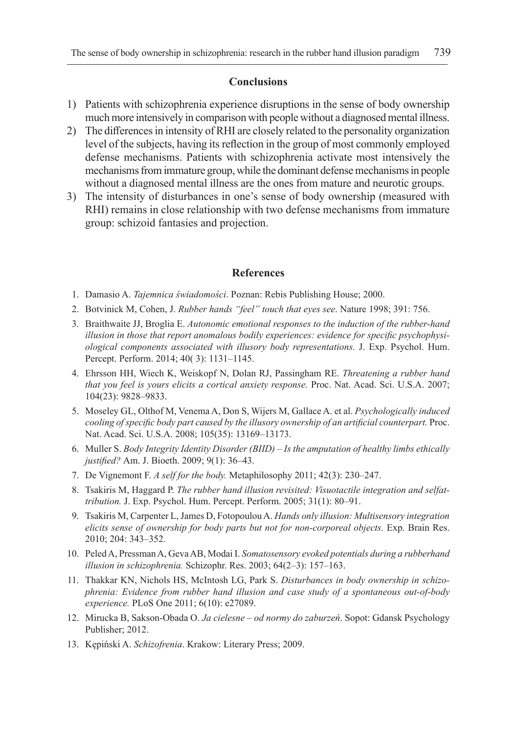## Conclusions

1) Patients with schizophrenia experience disruptions in the sense of body ownership much more intensively in comparison with people without a diagnosed mental illness.
2) The differences in intensity of RHI are closely related to the personality organization level of the subjects, having its reflection in the group of most commonly employed defense mechanisms. Patients with schizophrenia activate most intensively the mechanisms from immature group, while the dominant defense mechanisms in people without a diagnosed mental illness are the ones from mature and neurotic groups.
3) The intensity of disturbances in one's sense of body ownership (measured with RHI) remains in close relationship with two defense mechanisms from immature group: schizoid fantasies and projection.

## References

1. Damasio A. *Tajemnica świadomości*. Poznan: Rebis Publishing House; 2000.
2. Botvinick M, Cohen, J. *Rubber hands "feel" touch that eyes see*. Nature 1998; 391: 756.
3. Braithwaite JJ, Broglia E. *Autonomic emotional responses to the induction of the rubber-hand illusion in those that report anomalous bodily experiences: evidence for specific psychophysiological components associated with illusory body representations.* J. Exp. Psychol. Hum. Percept. Perform. 2014; 40( 3): 1131–1145.
4. Ehrsson HH, Wiech K, Weiskopf N, Dolan RJ, Passingham RE. *Threatening a rubber hand that you feel is yours elicits a cortical anxiety response.* Proc. Nat. Acad. Sci. U.S.A. 2007; 104(23): 9828–9833.
5. Moseley GL, Olthof M, Venema A, Don S, Wijers M, Gallace A. et al. *Psychologically induced cooling of specific body part caused by the illusory ownership of an artificial counterpart.* Proc. Nat. Acad. Sci. U.S.A. 2008; 105(35): 13169–13173.
6. Muller S. *Body Integrity Identity Disorder (BIID) – Is the amputation of healthy limbs ethically justified?* Am. J. Bioeth. 2009; 9(1): 36–43.
7. De Vignemont F. *A self for the body.* Metaphilosophy 2011; 42(3): 230–247.
8. Tsakiris M, Haggard P. *The rubber hand illusion revisited: Visuotactile integration and selfattribution.* J. Exp. Psychol. Hum. Percept. Perform. 2005; 31(1): 80–91.
9. Tsakiris M, Carpenter L, James D, Fotopoulou A. *Hands only illusion: Multisensory integration elicits sense of ownership for body parts but not for non-corporeal objects.* Exp. Brain Res. 2010; 204: 343–352.
10. Peled A, Pressman A, Geva AB, Modai I. *Somatosensory evoked potentials during a rubberhand illusion in schizophrenia.* Schizophr. Res. 2003; 64(2–3): 157–163.
11. Thakkar KN, Nichols HS, McIntosh LG, Park S. *Disturbances in body ownership in schizophrenia: Evidence from rubber hand illusion and case study of a spontaneous out-of-body experience.* PLoS One 2011; 6(10): e27089.
12. Mirucka B, Sakson-Obada O. *Ja cielesne – od normy do zaburzeń*. Sopot: Gdansk Psychology Publisher; 2012.
13. Kępiński A. *Schizofrenia*. Krakow: Literary Press; 2009.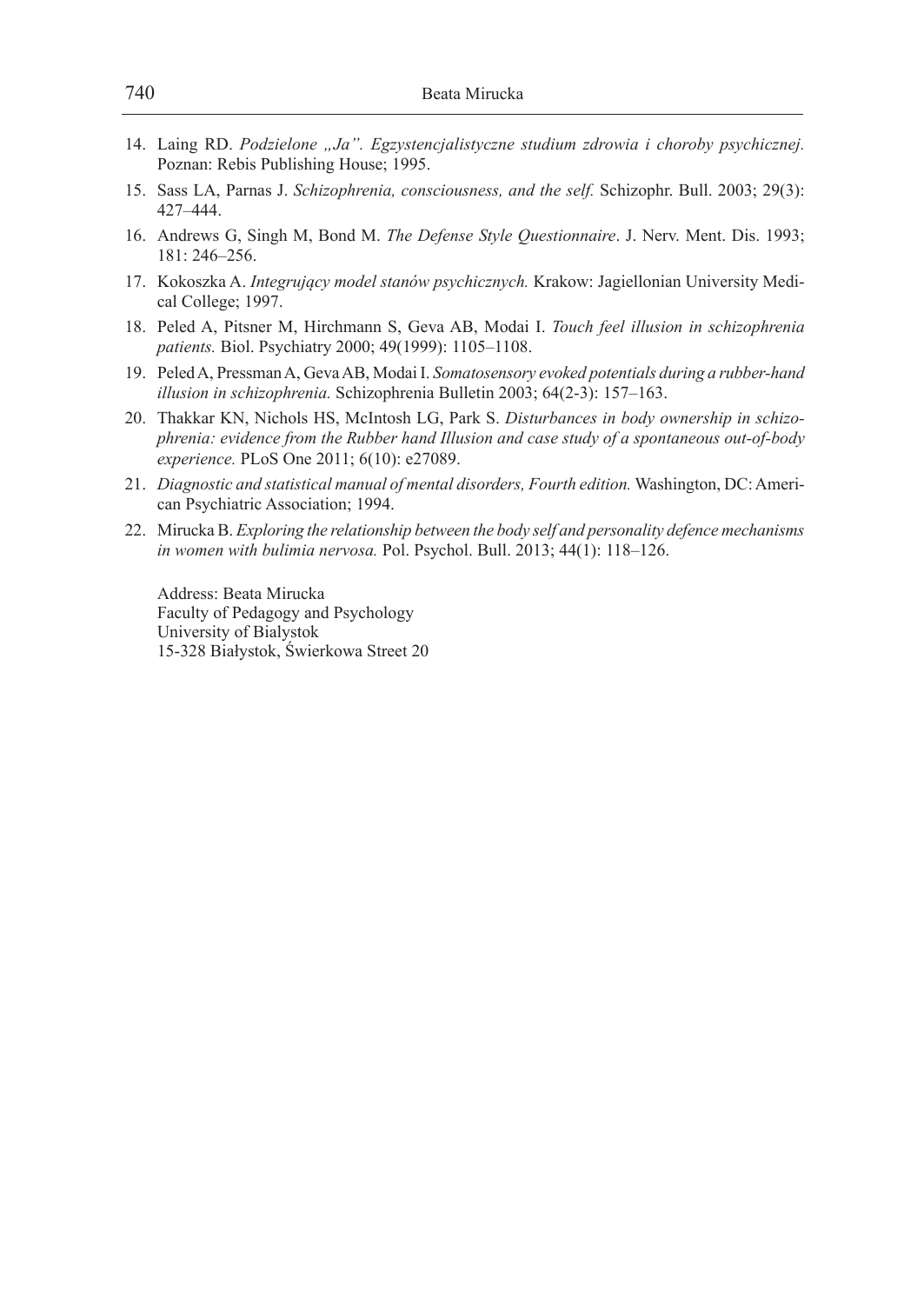14. Laing RD. *Podzielone „Ja”. Egzystencjalistyczne studium zdrowia i choroby psychicznej.* Poznan: Rebis Publishing House; 1995.
15. Sass LA, Parnas J. *Schizophrenia, consciousness, and the self.* Schizophr. Bull. 2003; 29(3): 427–444.
16. Andrews G, Singh M, Bond M. *The Defense Style Questionnaire*. J. Nerv. Ment. Dis. 1993; 181: 246–256.
17. Kokoszka A. *Integrujący model stanów psychicznych.* Krakow: Jagiellonian University Medical College; 1997.
18. Peled A, Pitsner M, Hirchmann S, Geva AB, Modai I. *Touch feel illusion in schizophrenia patients.* Biol. Psychiatry 2000; 49(1999): 1105–1108.
19. Peled A, Pressman A, Geva AB, Modai I. *Somatosensory evoked potentials during a rubber-hand illusion in schizophrenia.* Schizophrenia Bulletin 2003; 64(2-3): 157–163.
20. Thakkar KN, Nichols HS, McIntosh LG, Park S. *Disturbances in body ownership in schizophrenia: evidence from the Rubber hand Illusion and case study of a spontaneous out-of-body experience.* PLoS One 2011; 6(10): e27089.
21. *Diagnostic and statistical manual of mental disorders, Fourth edition.* Washington, DC: American Psychiatric Association; 1994.
22. Mirucka B. *Exploring the relationship between the body self and personality defence mechanisms in women with bulimia nervosa.* Pol. Psychol. Bull. 2013; 44(1): 118–126.

Address: Beata Mirucka
Faculty of Pedagogy and Psychology
University of Bialystok
15-328 Białystok, Świerkowa Street 20